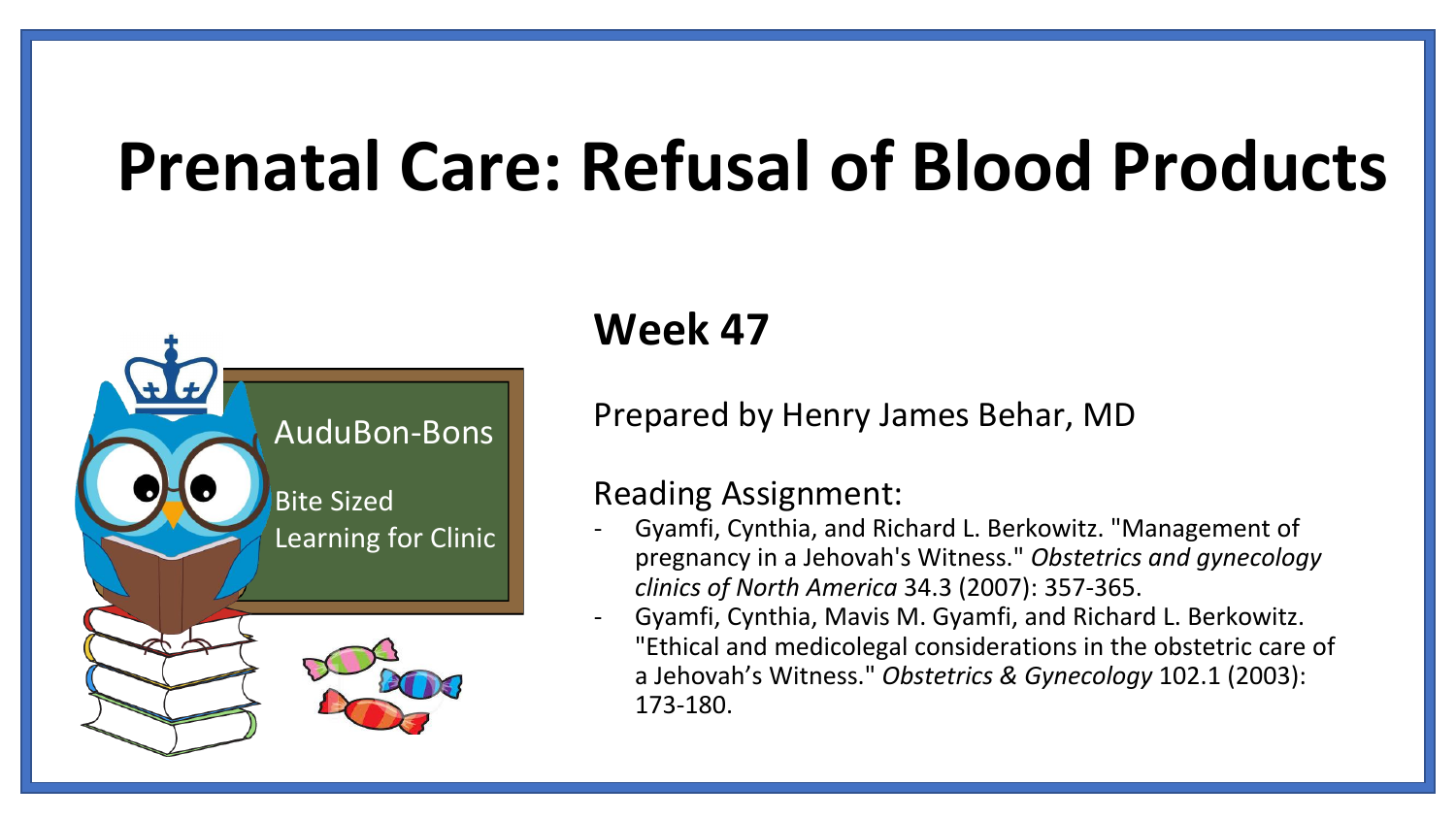# Prenatal Care: Refusal of Blood Products

AuduBon-Bons

Bite Sized Learning for Clinic

## Week 47

Prepared by Henry James Behar, MD

Reading Assignment:

- Gyamfi, Cynthia, and Richard L. Berkowitz. "Management of pregnancy in a Jehovah's Witness." *Obstetrics and gynecology clinics of North America* 34.3 (2007): 357-365.
- Gyamfi, Cynthia, Mavis M. Gyamfi, and Richard L. Berkowitz. "Ethical and medicolegal considerations in the obstetric care of a Jehovah's Witness." *Obstetrics & Gynecology* 102.1 (2003): 173-180.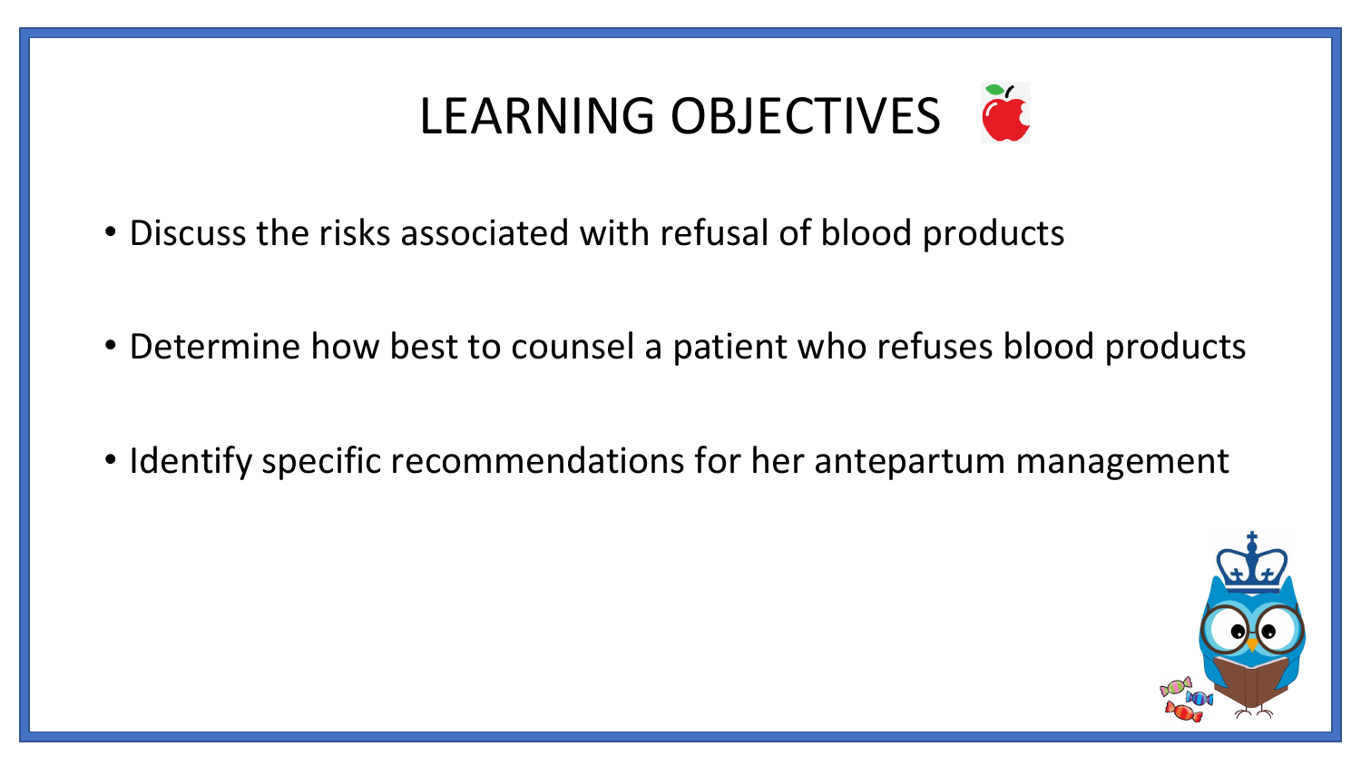# LEARNING OBJECTIVES

- Discuss the risks associated with refusal of blood products
- Determine how best to counsel a patient who refuses blood products
- Identify specific recommendations for her antepartum management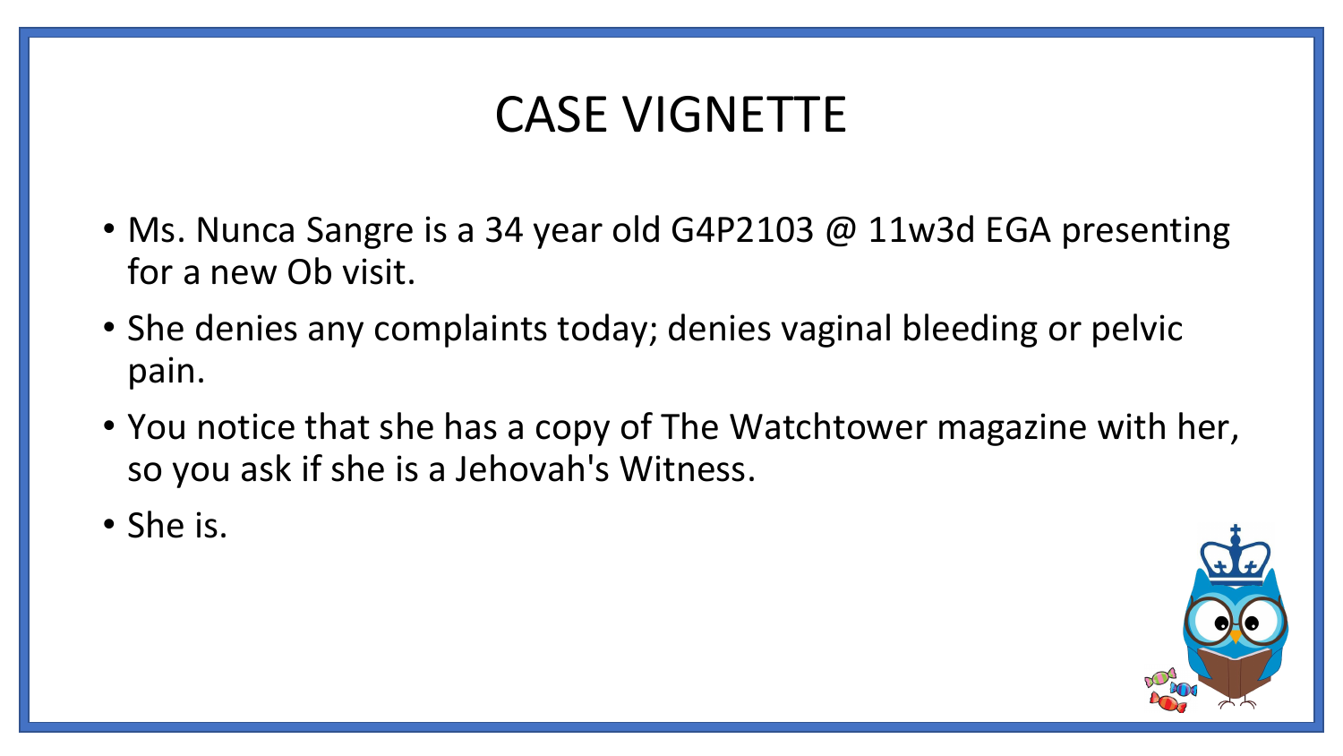# CASE VIGNETTE

- Ms. Nunca Sangre is a 34 year old G4P2103 @ 11w3d EGA presenting for a new Ob visit.
- She denies any complaints today; denies vaginal bleeding or pelvic pain.
- You notice that she has a copy of The Watchtower magazine with her, so you ask if she is a Jehovah's Witness.
- She is.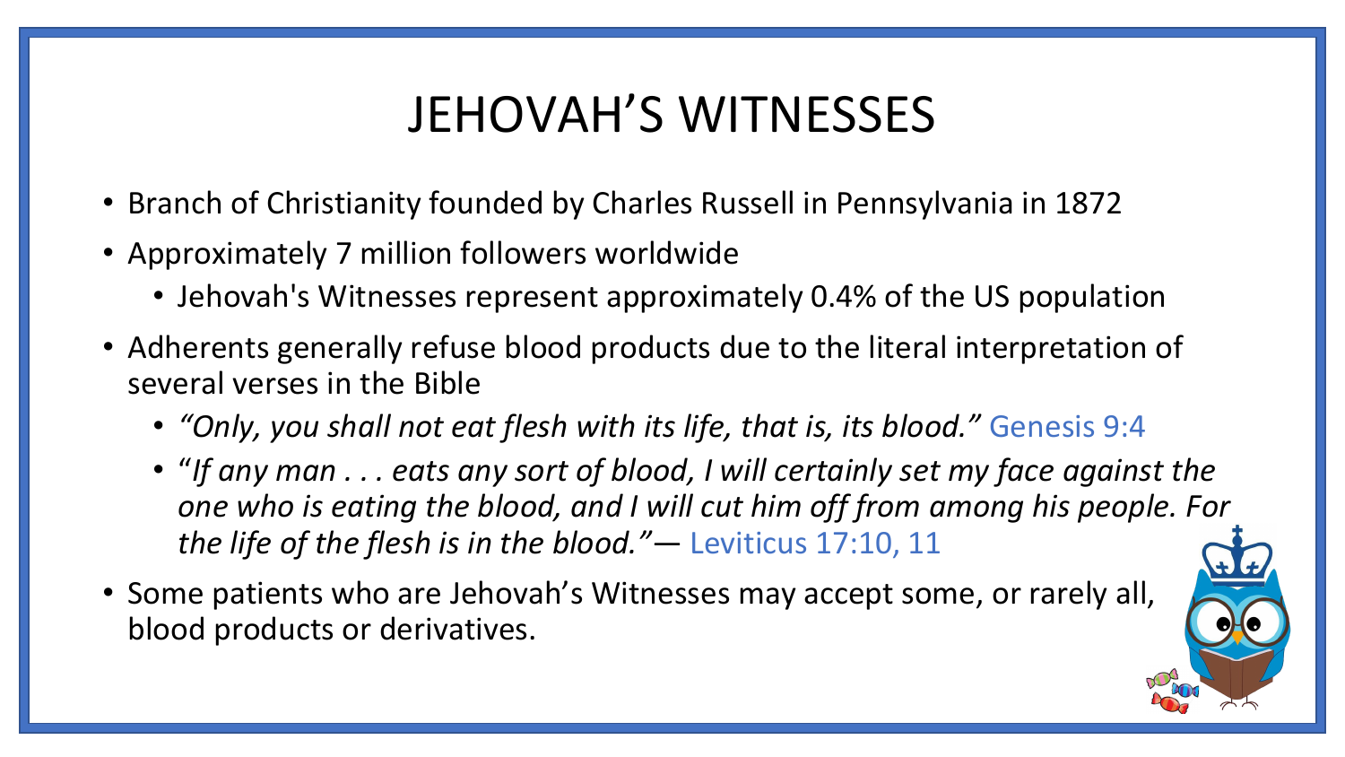# JEHOVAH'S WITNESSES

- Branch of Christianity founded by Charles Russell in Pennsylvania in 1872
- Approximately 7 million followers worldwide
  - Jehovah's Witnesses represent approximately 0.4% of the US population
- Adherents generally refuse blood products due to the literal interpretation of several verses in the Bible
  - *"Only, you shall not eat flesh with its life, that is, its blood."* Genesis 9:4
  - "*If any man . . . eats any sort of blood, I will certainly set my face against the one who is eating the blood, and I will cut him off from among his people. For the life of the flesh is in the blood."*— Leviticus 17:10, 11
- Some patients who are Jehovah's Witnesses may accept some, or rarely all, blood products or derivatives.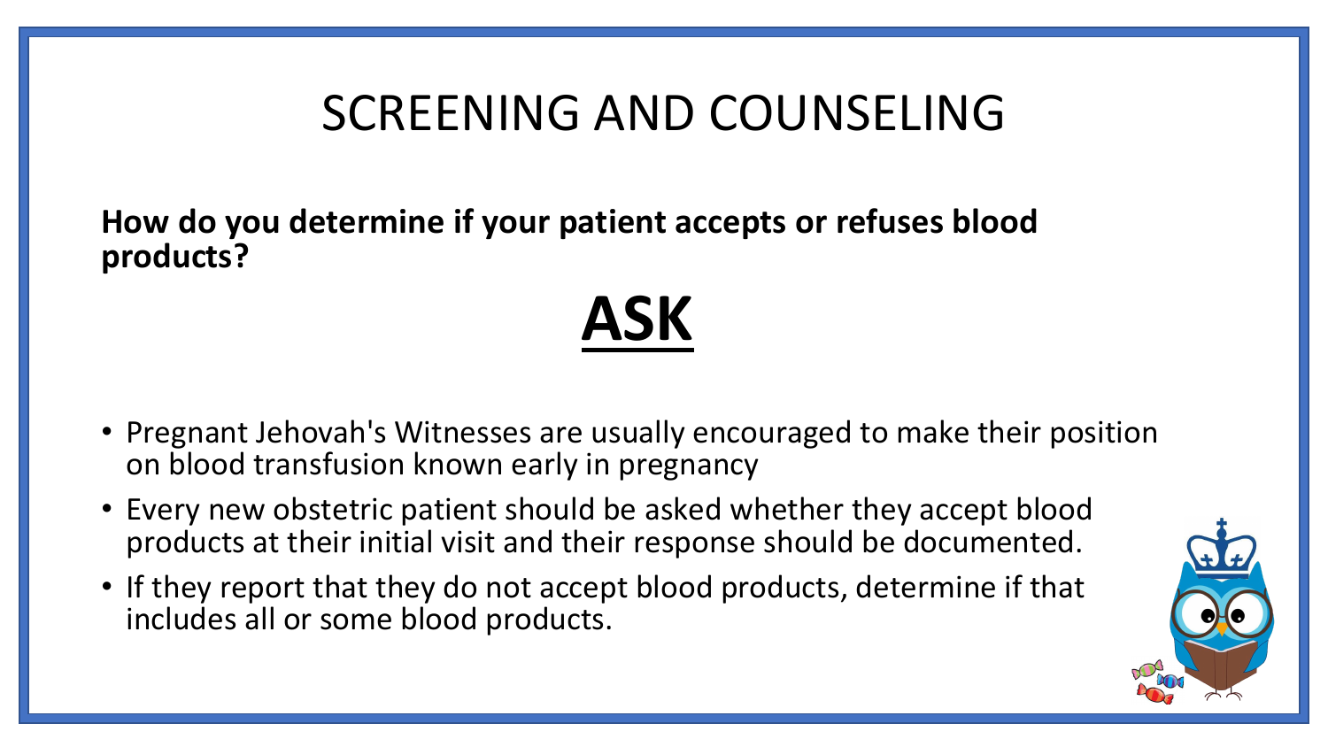# SCREENING AND COUNSELING

**How do you determine if your patient accepts or refuses blood products?**

## **ASK**

- Pregnant Jehovah's Witnesses are usually encouraged to make their position on blood transfusion known early in pregnancy
- Every new obstetric patient should be asked whether they accept blood products at their initial visit and their response should be documented.
- If they report that they do not accept blood products, determine if that includes all or some blood products.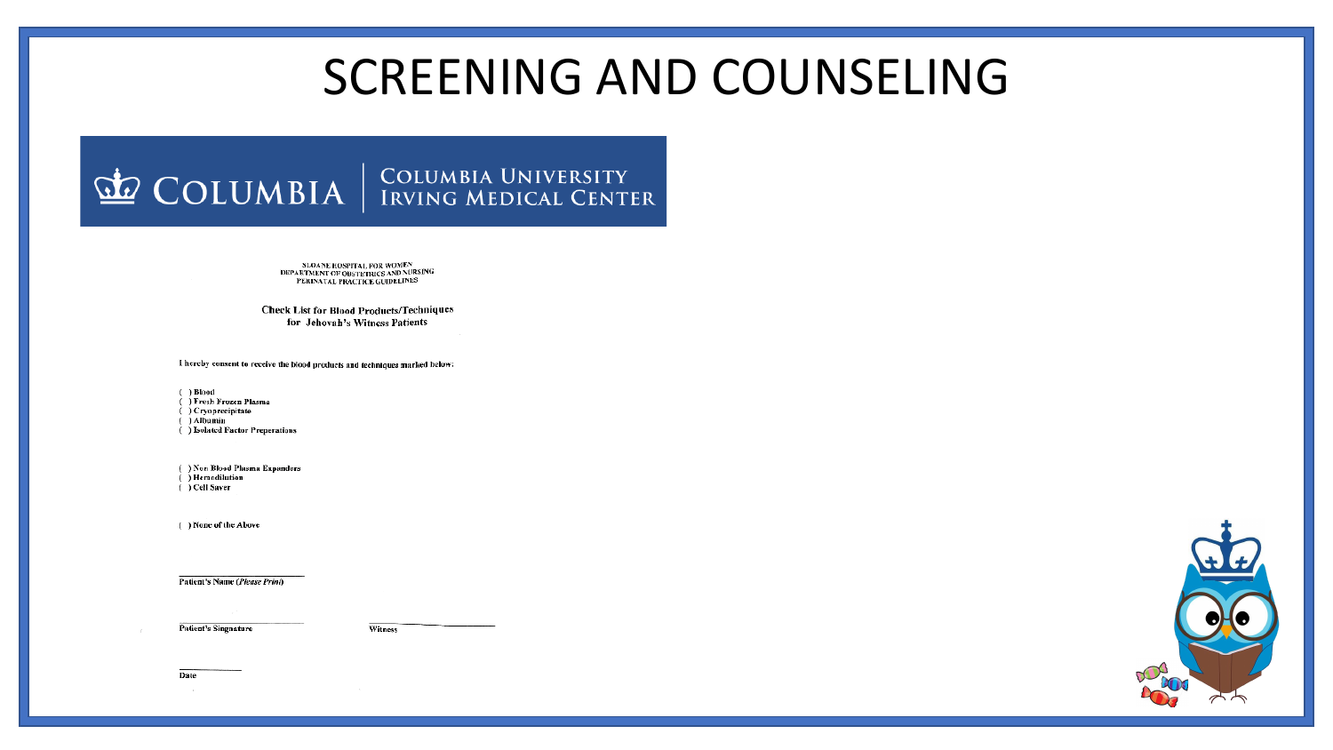# SCREENING AND COUNSELING

COLUMBIA | COLUMBIA UNIVERSITY IRVING MEDICAL CENTER

SLOANE HOSPITAL FOR WOMEN
DEPARTMENT OF OBSTETRICS AND NURSING
PERINATAL PRACTICE GUIDELINES

**Check List for Blood Products/Techniques for Jehovah's Witness Patients**

I hereby consent to receive the blood products and techniques marked below:

( ) Blood
( ) Fresh Frozen Plasma
( ) Cryoprecipitate
( ) Albumin
( ) Isolated Factor Preperations

( ) Non Blood Plasma Expanders
( ) Hemodilution
( ) Cell Saver

( ) None of the Above

\_\_\_\_\_\_\_\_\_\_\_\_\_\_\_\_\_\_\_\_
Patient's Name (*Please Print*)

\_\_\_\_\_\_\_\_\_\_\_\_\_\_\_\_\_\_\_\_
Patient's Singnature

\_\_\_\_\_\_\_\_\_\_\_\_\_\_\_\_\_\_\_\_
Witness

\_\_\_\_\_\_\_\_\_\_
Date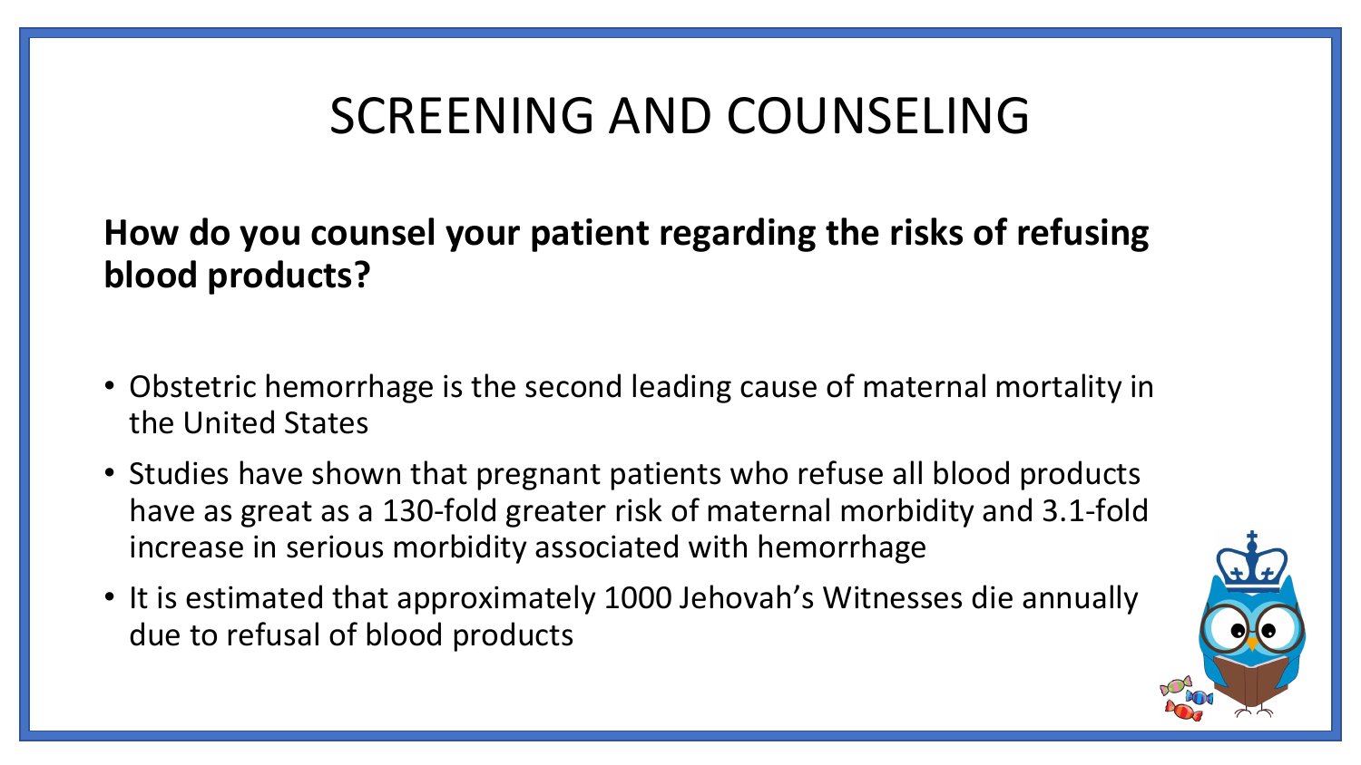# SCREENING AND COUNSELING

**How do you counsel your patient regarding the risks of refusing blood products?**

- Obstetric hemorrhage is the second leading cause of maternal mortality in the United States
- Studies have shown that pregnant patients who refuse all blood products have as great as a 130-fold greater risk of maternal morbidity and 3.1-fold increase in serious morbidity associated with hemorrhage
- It is estimated that approximately 1000 Jehovah's Witnesses die annually due to refusal of blood products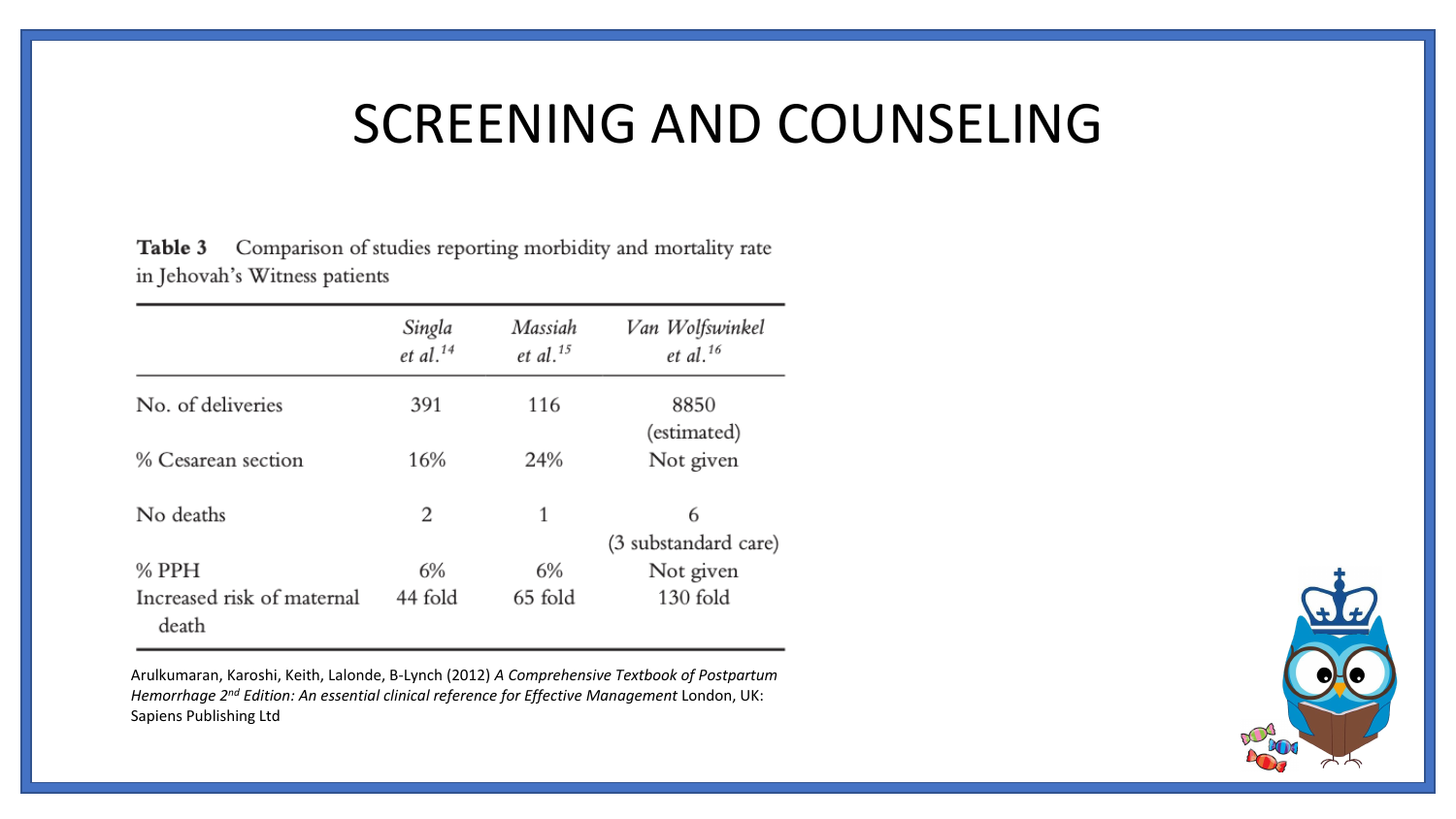# SCREENING AND COUNSELING

**Table 3** Comparison of studies reporting morbidity and mortality rate in Jehovah's Witness patients

| | *Singla et al.*[14] | *Massiah et al.*[15] | *Van Wolfswinkel et al.*[16] |
|---|---|---|---|
| No. of deliveries | 391 | 116 | 8850 (estimated) |
| % Cesarean section | 16% | 24% | Not given |
| No deaths | 2 | 1 | 6 (3 substandard care) |
| % PPH | 6% | 6% | Not given |
| Increased risk of maternal death | 44 fold | 65 fold | 130 fold |

Arulkumaran, Karoshi, Keith, Lalonde, B-Lynch (2012) *A Comprehensive Textbook of Postpartum Hemorrhage 2nd Edition: An essential clinical reference for Effective Management* London, UK: Sapiens Publishing Ltd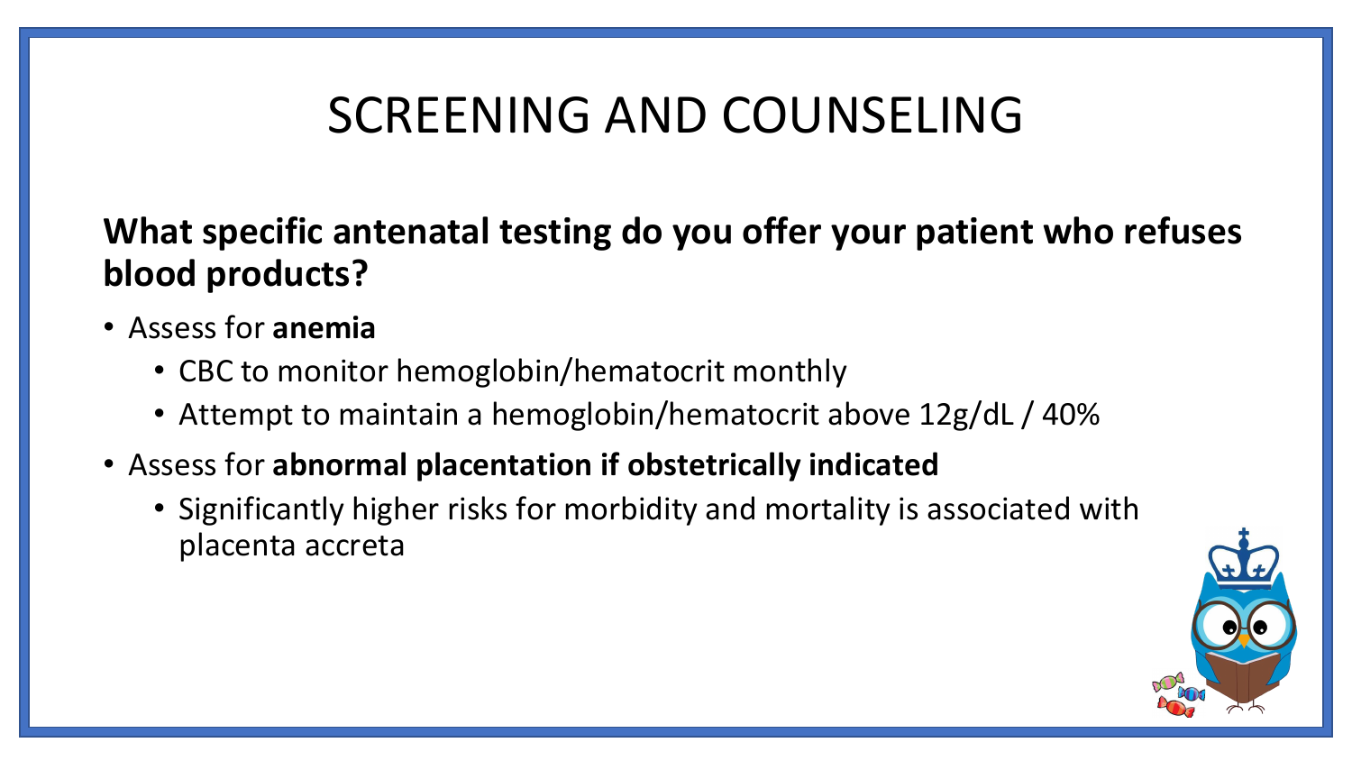# SCREENING AND COUNSELING

**What specific antenatal testing do you offer your patient who refuses blood products?**

- Assess for **anemia**
  - CBC to monitor hemoglobin/hematocrit monthly
  - Attempt to maintain a hemoglobin/hematocrit above 12g/dL / 40%
- Assess for **abnormal placentation if obstetrically indicated**
  - Significantly higher risks for morbidity and mortality is associated with placenta accreta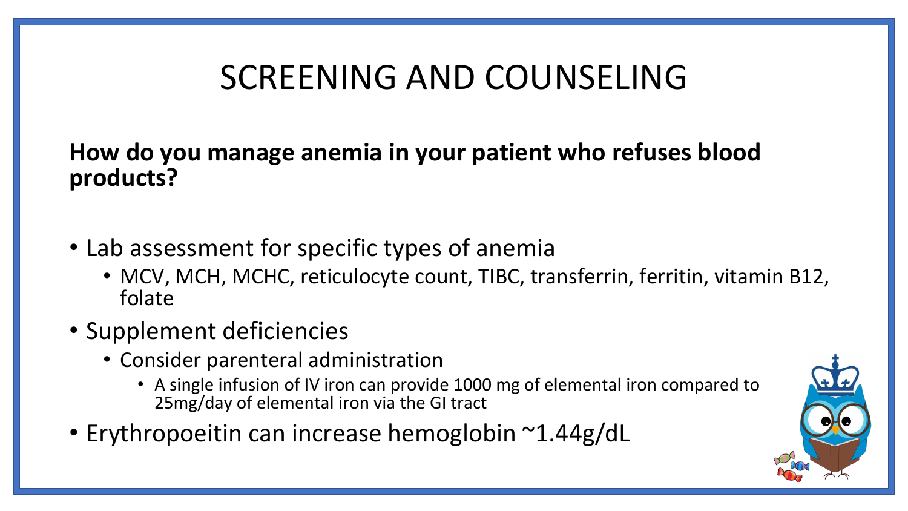# SCREENING AND COUNSELING

**How do you manage anemia in your patient who refuses blood products?**

- Lab assessment for specific types of anemia
  - MCV, MCH, MCHC, reticulocyte count, TIBC, transferrin, ferritin, vitamin B12, folate
- Supplement deficiencies
  - Consider parenteral administration
    - A single infusion of IV iron can provide 1000 mg of elemental iron compared to 25mg/day of elemental iron via the GI tract
- Erythropoeitin can increase hemoglobin ~1.44g/dL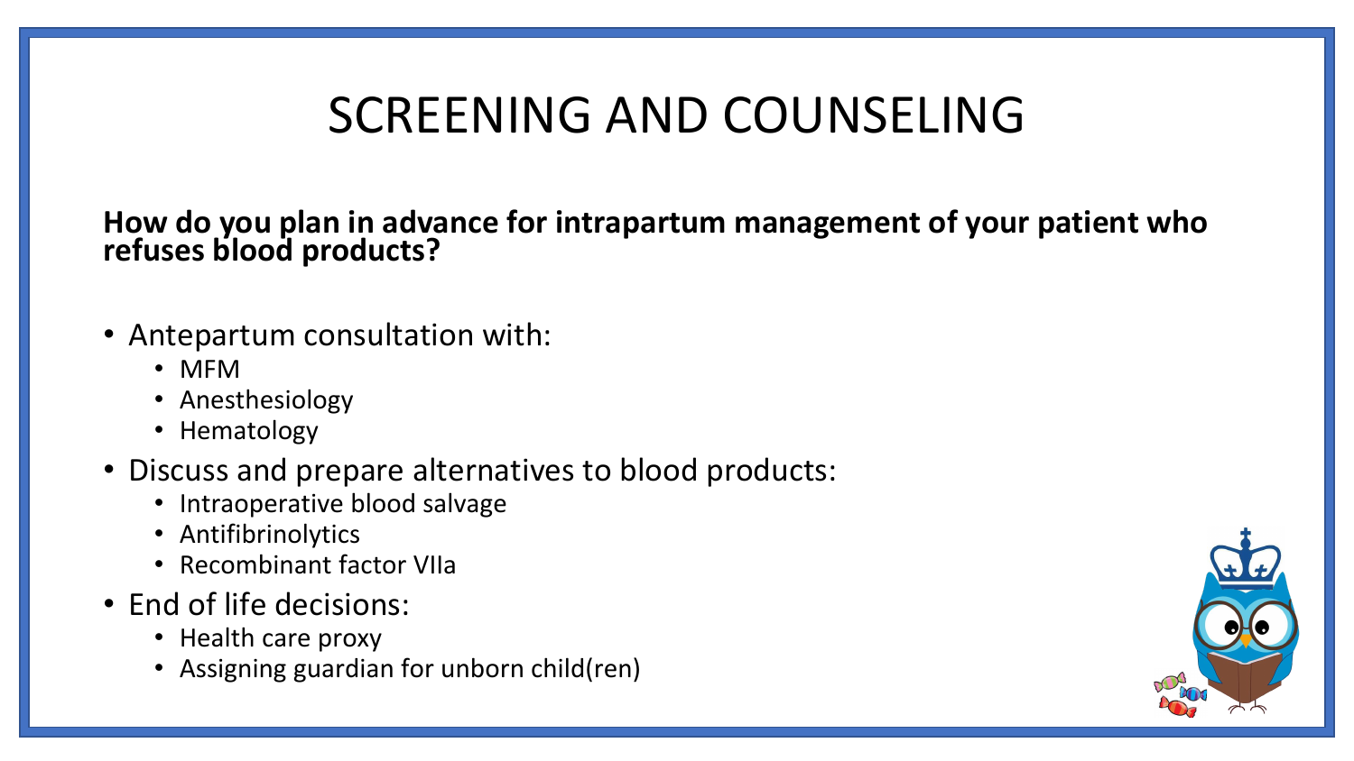# SCREENING AND COUNSELING

**How do you plan in advance for intrapartum management of your patient who refuses blood products?**

- Antepartum consultation with:
  - MFM
  - Anesthesiology
  - Hematology
- Discuss and prepare alternatives to blood products:
  - Intraoperative blood salvage
  - Antifibrinolytics
  - Recombinant factor VIIa
- End of life decisions:
  - Health care proxy
  - Assigning guardian for unborn child(ren)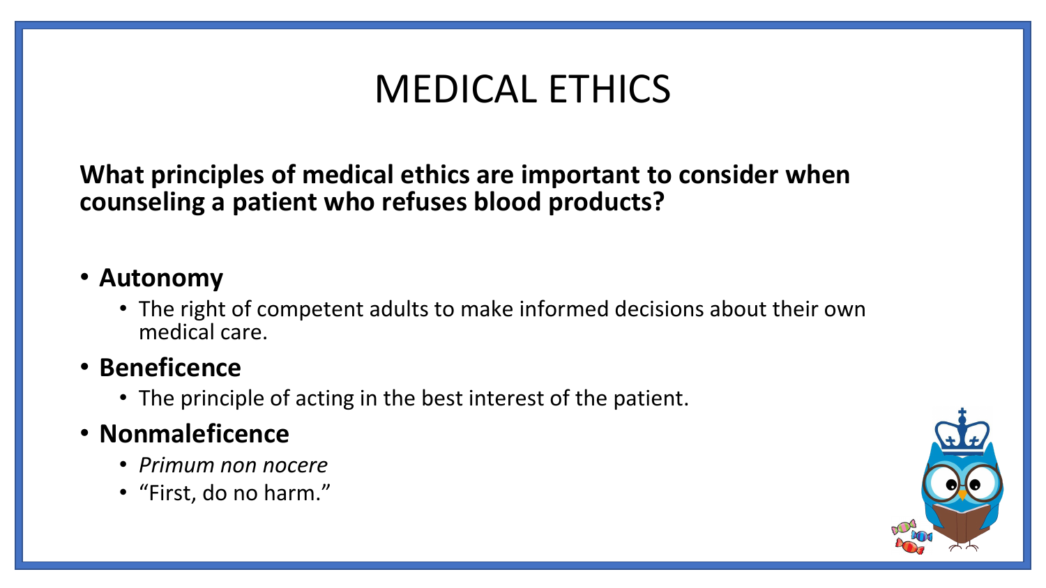# MEDICAL ETHICS

**What principles of medical ethics are important to consider when counseling a patient who refuses blood products?**

- **Autonomy**
  - The right of competent adults to make informed decisions about their own medical care.
- **Beneficence**
  - The principle of acting in the best interest of the patient.
- **Nonmaleficence**
  - *Primum non nocere*
  - "First, do no harm."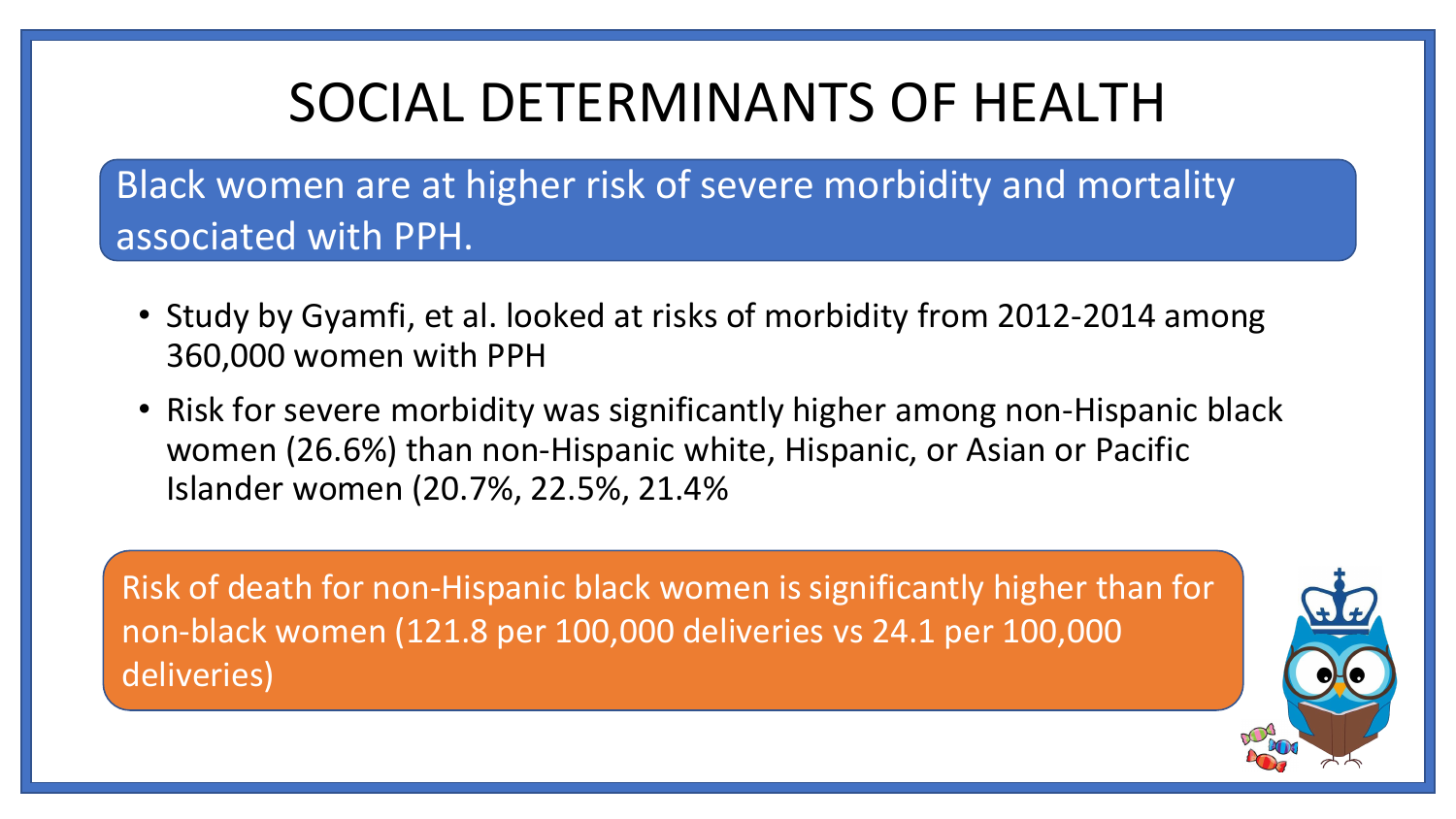# SOCIAL DETERMINANTS OF HEALTH

Black women are at higher risk of severe morbidity and mortality associated with PPH.

- Study by Gyamfi, et al. looked at risks of morbidity from 2012-2014 among 360,000 women with PPH
- Risk for severe morbidity was significantly higher among non-Hispanic black women (26.6%) than non-Hispanic white, Hispanic, or Asian or Pacific Islander women (20.7%, 22.5%, 21.4%

Risk of death for non-Hispanic black women is significantly higher than for non-black women (121.8 per 100,000 deliveries vs 24.1 per 100,000 deliveries)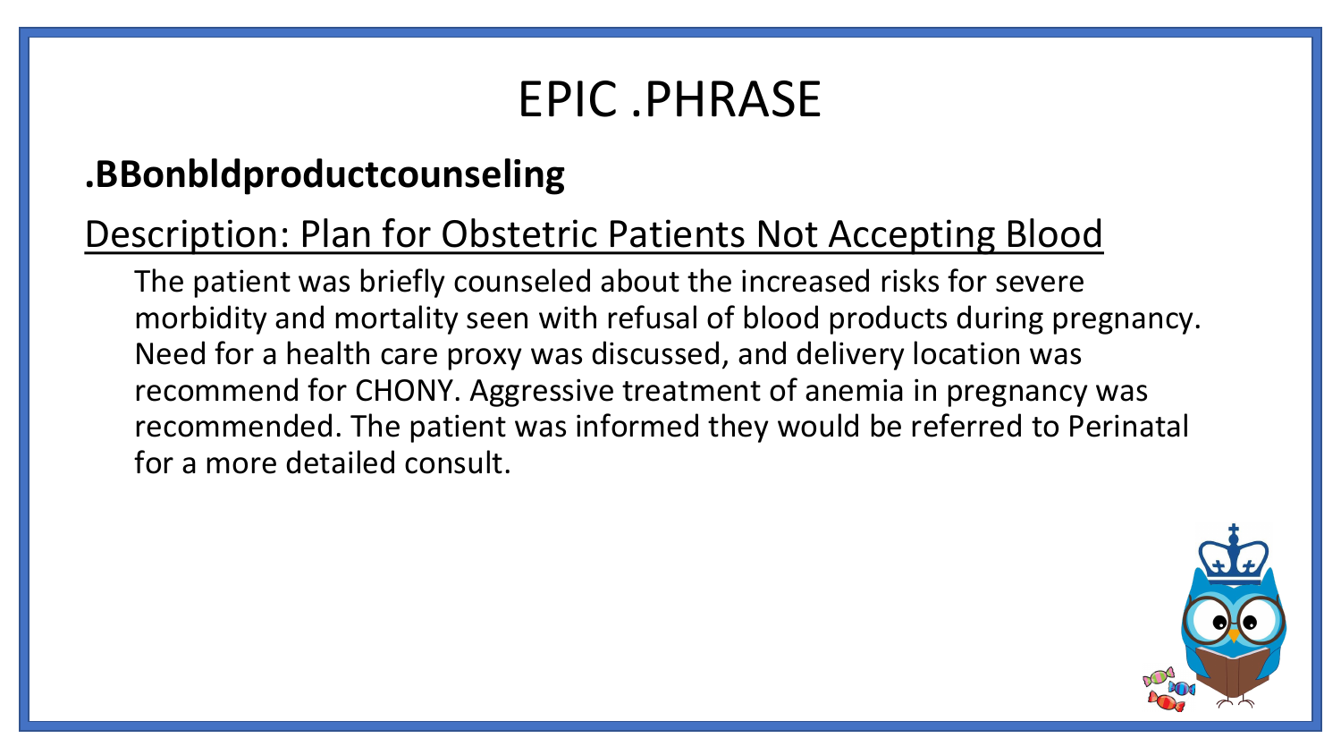# EPIC .PHRASE

## .BBonbldproductcounseling

Description: Plan for Obstetric Patients Not Accepting Blood

The patient was briefly counseled about the increased risks for severe morbidity and mortality seen with refusal of blood products during pregnancy. Need for a health care proxy was discussed, and delivery location was recommend for CHONY. Aggressive treatment of anemia in pregnancy was recommended. The patient was informed they would be referred to Perinatal for a more detailed consult.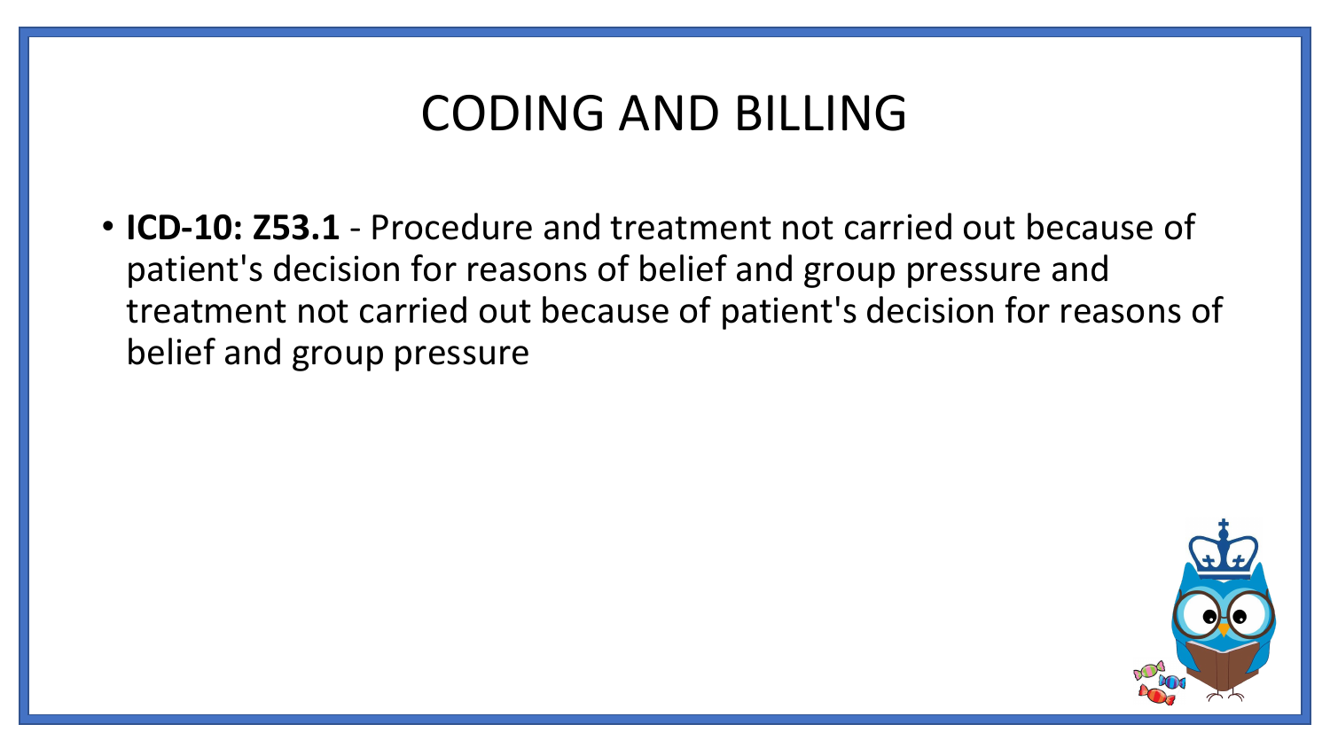# CODING AND BILLING

- **ICD-10: Z53.1** - Procedure and treatment not carried out because of patient's decision for reasons of belief and group pressure and treatment not carried out because of patient's decision for reasons of belief and group pressure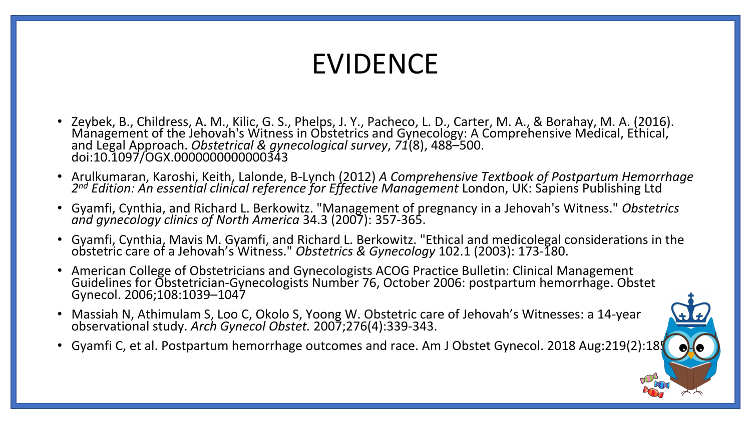# EVIDENCE

- Zeybek, B., Childress, A. M., Kilic, G. S., Phelps, J. Y., Pacheco, L. D., Carter, M. A., & Borahay, M. A. (2016). Management of the Jehovah's Witness in Obstetrics and Gynecology: A Comprehensive Medical, Ethical, and Legal Approach. *Obstetrical & gynecological survey*, *71*(8), 488–500. doi:10.1097/OGX.0000000000000343
- Arulkumaran, Karoshi, Keith, Lalonde, B-Lynch (2012) *A Comprehensive Textbook of Postpartum Hemorrhage 2nd Edition: An essential clinical reference for Effective Management* London, UK: Sapiens Publishing Ltd
- Gyamfi, Cynthia, and Richard L. Berkowitz. "Management of pregnancy in a Jehovah's Witness." *Obstetrics and gynecology clinics of North America* 34.3 (2007): 357-365.
- Gyamfi, Cynthia, Mavis M. Gyamfi, and Richard L. Berkowitz. "Ethical and medicolegal considerations in the obstetric care of a Jehovah's Witness." *Obstetrics & Gynecology* 102.1 (2003): 173-180.
- American College of Obstetricians and Gynecologists ACOG Practice Bulletin: Clinical Management Guidelines for Obstetrician-Gynecologists Number 76, October 2006: postpartum hemorrhage. Obstet Gynecol. 2006;108:1039–1047
- Massiah N, Athimulam S, Loo C, Okolo S, Yoong W. Obstetric care of Jehovah's Witnesses: a 14-year observational study. *Arch Gynecol Obstet.* 2007;276(4):339-343.
- Gyamfi C, et al. Postpartum hemorrhage outcomes and race. Am J Obstet Gynecol. 2018 Aug:219(2):185